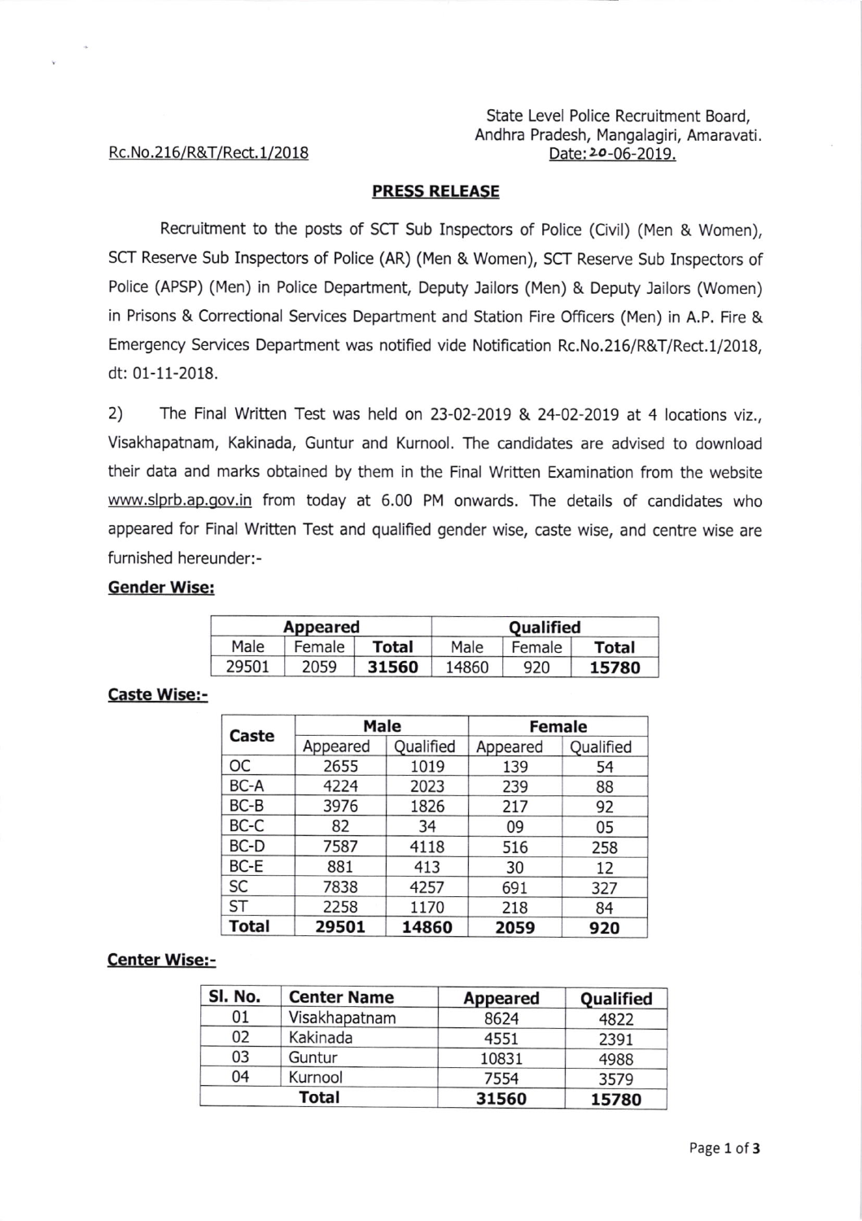State Level Police Recruitment Board,
Andhra Pradesh, Mangalagiri, Amaravati.

Rc.No.216/R&T/Rect.1/2018

Date: 20-06-2019.

## PRESS RELEASE

Recruitment to the posts of SCT Sub Inspectors of Police (Civil) (Men & Women), SCT Reserve Sub Inspectors of Police (AR) (Men & Women), SCT Reserve Sub Inspectors of Police (APSP) (Men) in Police Department, Deputy Jailors (Men) & Deputy Jailors (Women) in Prisons & Correctional Services Department and Station Fire Officers (Men) in A.P. Fire & Emergency Services Department was notified vide Notification Rc.No.216/R&T/Rect.1/2018, dt: 01-11-2018.

2) The Final Written Test was held on 23-02-2019 & 24-02-2019 at 4 locations viz., Visakhapatnam, Kakinada, Guntur and Kurnool. The candidates are advised to download their data and marks obtained by them in the Final Written Examination from the website www.slprb.ap.gov.in from today at 6.00 PM onwards. The details of candidates who appeared for Final Written Test and qualified gender wise, caste wise, and centre wise are furnished hereunder:-

### Gender Wise:

| Appeared | | | Qualified | | |
|---|---|---|---|---|---|
| Male | Female | **Total** | Male | Female | **Total** |
| 29501 | 2059 | **31560** | 14860 | 920 | **15780** |

### Caste Wise:-

| Caste | Male | | Female | |
|---|---|---|---|---|
| | Appeared | Qualified | Appeared | Qualified |
| OC | 2655 | 1019 | 139 | 54 |
| BC-A | 4224 | 2023 | 239 | 88 |
| BC-B | 3976 | 1826 | 217 | 92 |
| BC-C | 82 | 34 | 09 | 05 |
| BC-D | 7587 | 4118 | 516 | 258 |
| BC-E | 881 | 413 | 30 | 12 |
| SC | 7838 | 4257 | 691 | 327 |
| ST | 2258 | 1170 | 218 | 84 |
| **Total** | **29501** | **14860** | **2059** | **920** |

### Center Wise:-

| Sl. No. | Center Name | Appeared | Qualified |
|---|---|---|---|
| 01 | Visakhapatnam | 8624 | 4822 |
| 02 | Kakinada | 4551 | 2391 |
| 03 | Guntur | 10831 | 4988 |
| 04 | Kurnool | 7554 | 3579 |
| **Total** | | **31560** | **15780** |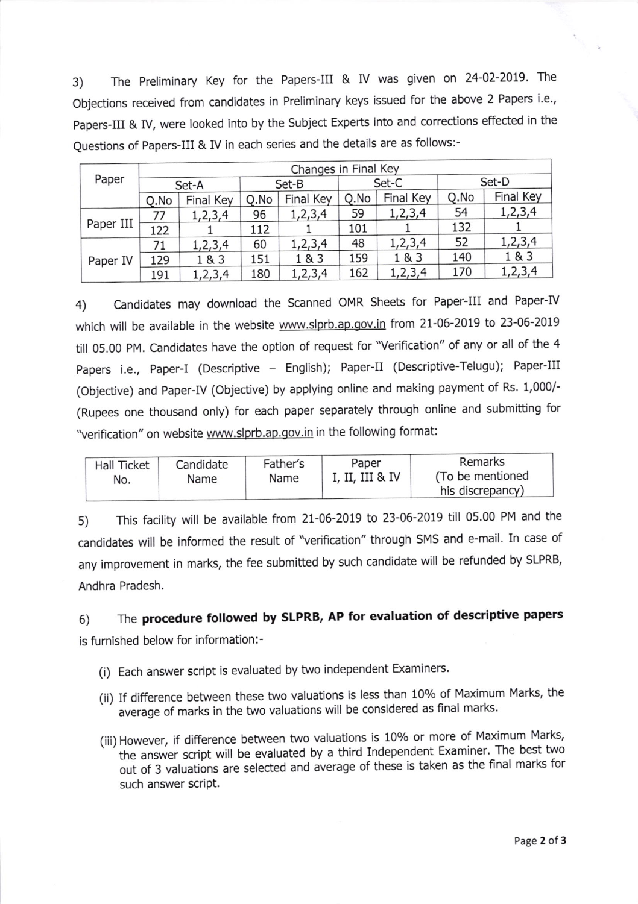3) The Preliminary Key for the Papers-III & IV was given on 24-02-2019. The Objections received from candidates in Preliminary keys issued for the above 2 Papers i.e., Papers-III & IV, were looked into by the Subject Experts into and corrections effected in the Questions of Papers-III & IV in each series and the details are as follows:-

| Paper | Changes in Final Key | | | | | | | |
|---|---|---|---|---|---|---|---|---|
| | Set-A | | Set-B | | Set-C | | Set-D | |
| | Q.No | Final Key | Q.No | Final Key | Q.No | Final Key | Q.No | Final Key |
| Paper III | 77 | 1,2,3,4 | 96 | 1,2,3,4 | 59 | 1,2,3,4 | 54 | 1,2,3,4 |
| | 122 | 1 | 112 | 1 | 101 | 1 | 132 | 1 |
| Paper IV | 71 | 1,2,3,4 | 60 | 1,2,3,4 | 48 | 1,2,3,4 | 52 | 1,2,3,4 |
| | 129 | 1 & 3 | 151 | 1 & 3 | 159 | 1 & 3 | 140 | 1 & 3 |
| | 191 | 1,2,3,4 | 180 | 1,2,3,4 | 162 | 1,2,3,4 | 170 | 1,2,3,4 |

4) Candidates may download the Scanned OMR Sheets for Paper-III and Paper-IV which will be available in the website www.slprb.ap.gov.in from 21-06-2019 to 23-06-2019 till 05.00 PM. Candidates have the option of request for "Verification" of any or all of the 4 Papers i.e., Paper-I (Descriptive – English); Paper-II (Descriptive-Telugu); Paper-III (Objective) and Paper-IV (Objective) by applying online and making payment of Rs. 1,000/- (Rupees one thousand only) for each paper separately through online and submitting for "verification" on website www.slprb.ap.gov.in in the following format:

| Hall Ticket No. | Candidate Name | Father's Name | Paper I, II, III & IV | Remarks (To be mentioned his discrepancy) |
|---|---|---|---|---|

5) This facility will be available from 21-06-2019 to 23-06-2019 till 05.00 PM and the candidates will be informed the result of "verification" through SMS and e-mail. In case of any improvement in marks, the fee submitted by such candidate will be refunded by SLPRB, Andhra Pradesh.

6) The **procedure followed by SLPRB, AP for evaluation of descriptive papers** is furnished below for information:-

(i) Each answer script is evaluated by two independent Examiners.

(ii) If difference between these two valuations is less than 10% of Maximum Marks, the average of marks in the two valuations will be considered as final marks.

(iii) However, if difference between two valuations is 10% or more of Maximum Marks, the answer script will be evaluated by a third Independent Examiner. The best two out of 3 valuations are selected and average of these is taken as the final marks for such answer script.